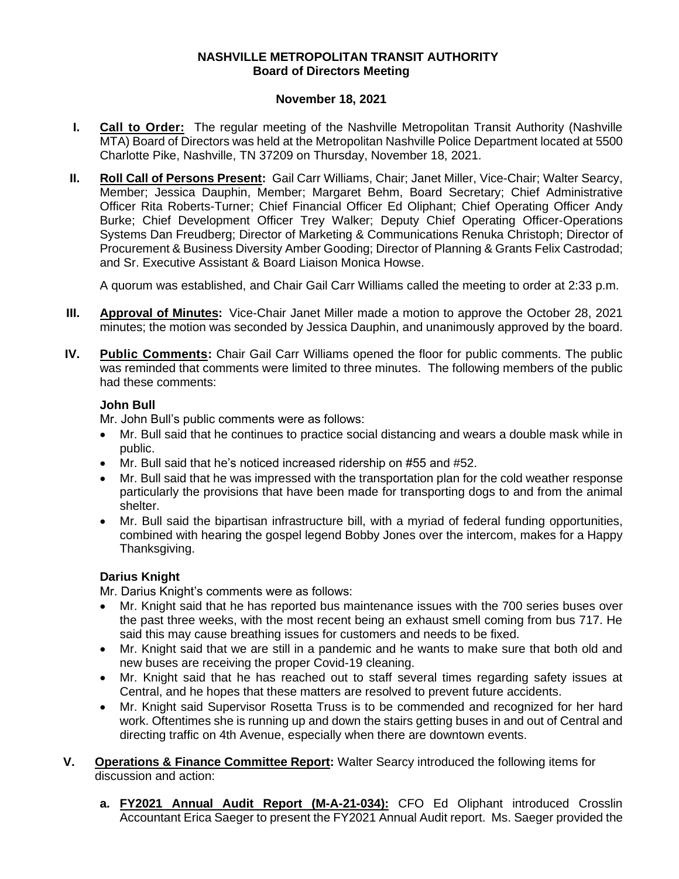# NASHVILLE METROPOLITAN TRANSIT AUTHORITY
## Board of Directors Meeting

**November 18, 2021**

**I. Call to Order:** The regular meeting of the Nashville Metropolitan Transit Authority (Nashville MTA) Board of Directors was held at the Metropolitan Nashville Police Department located at 5500 Charlotte Pike, Nashville, TN 37209 on Thursday, November 18, 2021.

**II. Roll Call of Persons Present:** Gail Carr Williams, Chair; Janet Miller, Vice-Chair; Walter Searcy, Member; Jessica Dauphin, Member; Margaret Behm, Board Secretary; Chief Administrative Officer Rita Roberts-Turner; Chief Financial Officer Ed Oliphant; Chief Operating Officer Andy Burke; Chief Development Officer Trey Walker; Deputy Chief Operating Officer-Operations Systems Dan Freudberg; Director of Marketing & Communications Renuka Christoph; Director of Procurement & Business Diversity Amber Gooding; Director of Planning & Grants Felix Castrodad; and Sr. Executive Assistant & Board Liaison Monica Howse.

A quorum was established, and Chair Gail Carr Williams called the meeting to order at 2:33 p.m.

**III. Approval of Minutes:** Vice-Chair Janet Miller made a motion to approve the October 28, 2021 minutes; the motion was seconded by Jessica Dauphin, and unanimously approved by the board.

**IV. Public Comments:** Chair Gail Carr Williams opened the floor for public comments. The public was reminded that comments were limited to three minutes. The following members of the public had these comments:

**John Bull**

Mr. John Bull's public comments were as follows:

- Mr. Bull said that he continues to practice social distancing and wears a double mask while in public.
- Mr. Bull said that he's noticed increased ridership on #55 and #52.
- Mr. Bull said that he was impressed with the transportation plan for the cold weather response particularly the provisions that have been made for transporting dogs to and from the animal shelter.
- Mr. Bull said the bipartisan infrastructure bill, with a myriad of federal funding opportunities, combined with hearing the gospel legend Bobby Jones over the intercom, makes for a Happy Thanksgiving.

**Darius Knight**

Mr. Darius Knight's comments were as follows:

- Mr. Knight said that he has reported bus maintenance issues with the 700 series buses over the past three weeks, with the most recent being an exhaust smell coming from bus 717. He said this may cause breathing issues for customers and needs to be fixed.
- Mr. Knight said that we are still in a pandemic and he wants to make sure that both old and new buses are receiving the proper Covid-19 cleaning.
- Mr. Knight said that he has reached out to staff several times regarding safety issues at Central, and he hopes that these matters are resolved to prevent future accidents.
- Mr. Knight said Supervisor Rosetta Truss is to be commended and recognized for her hard work. Oftentimes she is running up and down the stairs getting buses in and out of Central and directing traffic on 4th Avenue, especially when there are downtown events.

**V. Operations & Finance Committee Report:** Walter Searcy introduced the following items for discussion and action:

**a. FY2021 Annual Audit Report (M-A-21-034):** CFO Ed Oliphant introduced Crosslin Accountant Erica Saeger to present the FY2021 Annual Audit report. Ms. Saeger provided the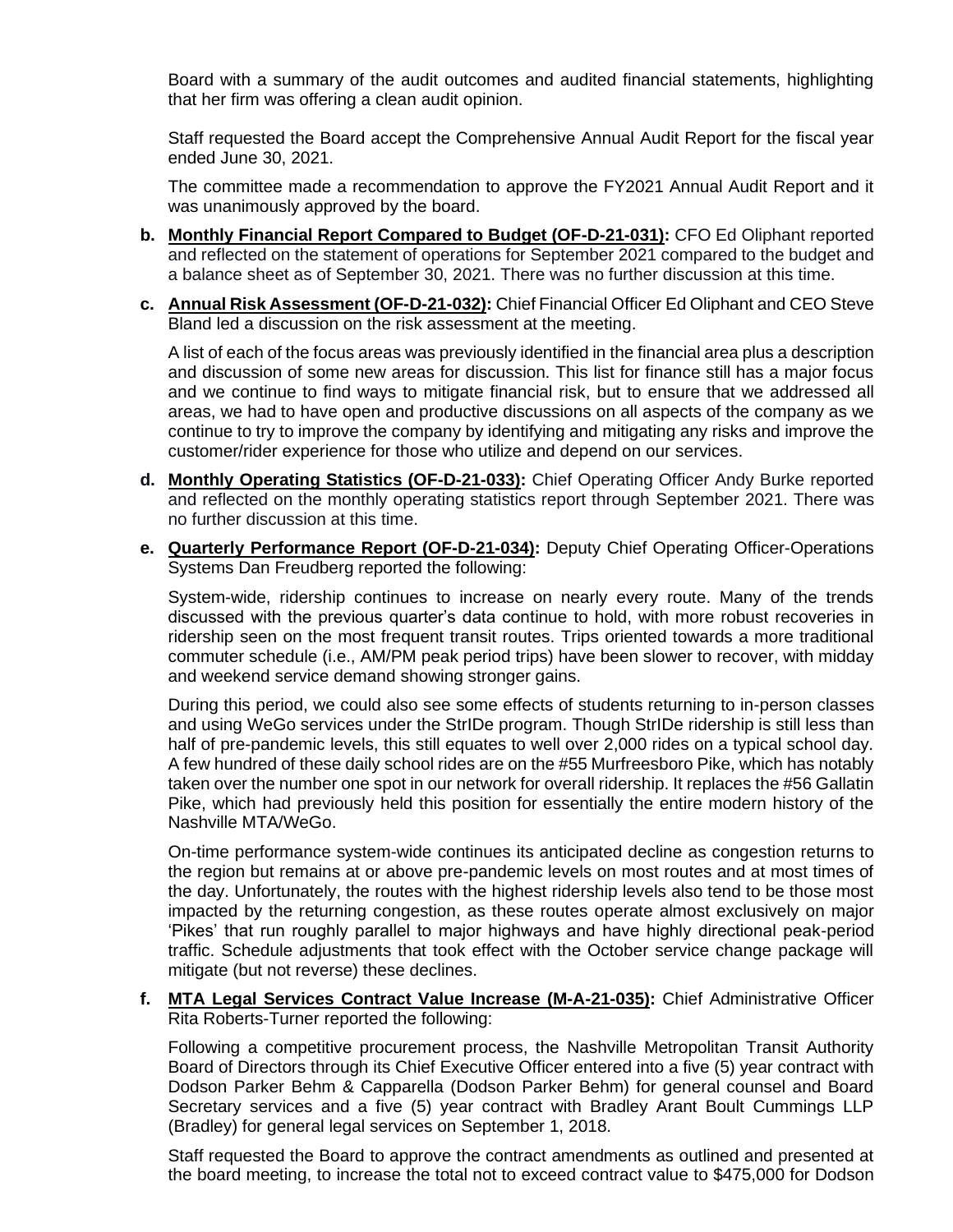Board with a summary of the audit outcomes and audited financial statements, highlighting that her firm was offering a clean audit opinion.

Staff requested the Board accept the Comprehensive Annual Audit Report for the fiscal year ended June 30, 2021.

The committee made a recommendation to approve the FY2021 Annual Audit Report and it was unanimously approved by the board.

**b. Monthly Financial Report Compared to Budget (OF-D-21-031):** CFO Ed Oliphant reported and reflected on the statement of operations for September 2021 compared to the budget and a balance sheet as of September 30, 2021. There was no further discussion at this time.

**c. Annual Risk Assessment (OF-D-21-032):** Chief Financial Officer Ed Oliphant and CEO Steve Bland led a discussion on the risk assessment at the meeting.

A list of each of the focus areas was previously identified in the financial area plus a description and discussion of some new areas for discussion. This list for finance still has a major focus and we continue to find ways to mitigate financial risk, but to ensure that we addressed all areas, we had to have open and productive discussions on all aspects of the company as we continue to try to improve the company by identifying and mitigating any risks and improve the customer/rider experience for those who utilize and depend on our services.

**d. Monthly Operating Statistics (OF-D-21-033):** Chief Operating Officer Andy Burke reported and reflected on the monthly operating statistics report through September 2021. There was no further discussion at this time.

**e. Quarterly Performance Report (OF-D-21-034):** Deputy Chief Operating Officer-Operations Systems Dan Freudberg reported the following:

System-wide, ridership continues to increase on nearly every route. Many of the trends discussed with the previous quarter's data continue to hold, with more robust recoveries in ridership seen on the most frequent transit routes. Trips oriented towards a more traditional commuter schedule (i.e., AM/PM peak period trips) have been slower to recover, with midday and weekend service demand showing stronger gains.

During this period, we could also see some effects of students returning to in-person classes and using WeGo services under the StrIDe program. Though StrIDe ridership is still less than half of pre-pandemic levels, this still equates to well over 2,000 rides on a typical school day. A few hundred of these daily school rides are on the #55 Murfreesboro Pike, which has notably taken over the number one spot in our network for overall ridership. It replaces the #56 Gallatin Pike, which had previously held this position for essentially the entire modern history of the Nashville MTA/WeGo.

On-time performance system-wide continues its anticipated decline as congestion returns to the region but remains at or above pre-pandemic levels on most routes and at most times of the day. Unfortunately, the routes with the highest ridership levels also tend to be those most impacted by the returning congestion, as these routes operate almost exclusively on major 'Pikes' that run roughly parallel to major highways and have highly directional peak-period traffic. Schedule adjustments that took effect with the October service change package will mitigate (but not reverse) these declines.

**f. MTA Legal Services Contract Value Increase (M-A-21-035):** Chief Administrative Officer Rita Roberts-Turner reported the following:

Following a competitive procurement process, the Nashville Metropolitan Transit Authority Board of Directors through its Chief Executive Officer entered into a five (5) year contract with Dodson Parker Behm & Capparella (Dodson Parker Behm) for general counsel and Board Secretary services and a five (5) year contract with Bradley Arant Boult Cummings LLP (Bradley) for general legal services on September 1, 2018.

Staff requested the Board to approve the contract amendments as outlined and presented at the board meeting, to increase the total not to exceed contract value to $475,000 for Dodson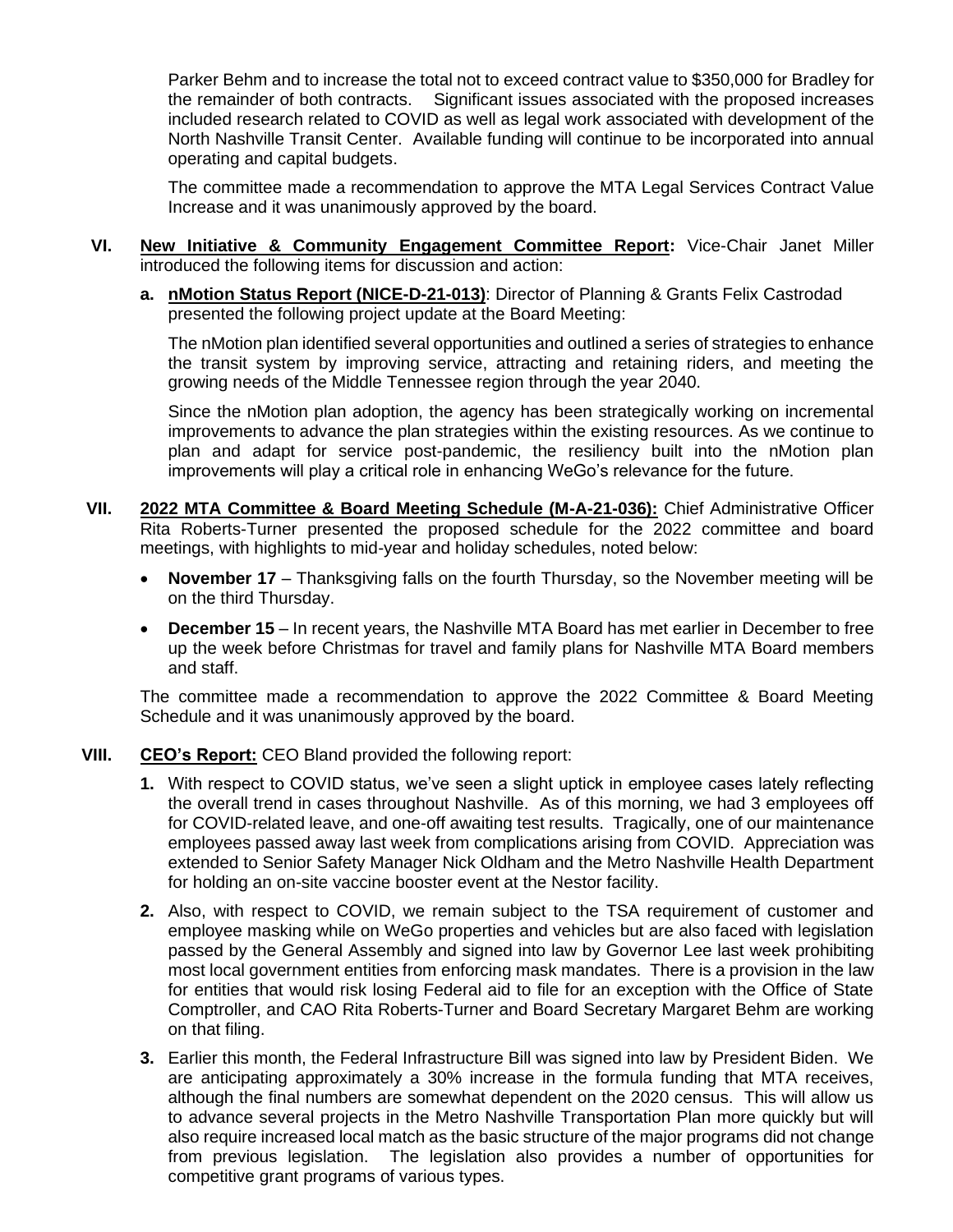Parker Behm and to increase the total not to exceed contract value to $350,000 for Bradley for the remainder of both contracts. Significant issues associated with the proposed increases included research related to COVID as well as legal work associated with development of the North Nashville Transit Center. Available funding will continue to be incorporated into annual operating and capital budgets.

The committee made a recommendation to approve the MTA Legal Services Contract Value Increase and it was unanimously approved by the board.

**VI. New Initiative & Community Engagement Committee Report:** Vice-Chair Janet Miller introduced the following items for discussion and action:

**a. nMotion Status Report (NICE-D-21-013)**: Director of Planning & Grants Felix Castrodad presented the following project update at the Board Meeting:

The nMotion plan identified several opportunities and outlined a series of strategies to enhance the transit system by improving service, attracting and retaining riders, and meeting the growing needs of the Middle Tennessee region through the year 2040.

Since the nMotion plan adoption, the agency has been strategically working on incremental improvements to advance the plan strategies within the existing resources. As we continue to plan and adapt for service post-pandemic, the resiliency built into the nMotion plan improvements will play a critical role in enhancing WeGo's relevance for the future.

**VII. 2022 MTA Committee & Board Meeting Schedule (M-A-21-036):** Chief Administrative Officer Rita Roberts-Turner presented the proposed schedule for the 2022 committee and board meetings, with highlights to mid-year and holiday schedules, noted below:

- **November 17** – Thanksgiving falls on the fourth Thursday, so the November meeting will be on the third Thursday.
- **December 15** – In recent years, the Nashville MTA Board has met earlier in December to free up the week before Christmas for travel and family plans for Nashville MTA Board members and staff.

The committee made a recommendation to approve the 2022 Committee & Board Meeting Schedule and it was unanimously approved by the board.

**VIII. CEO's Report:** CEO Bland provided the following report:

1. With respect to COVID status, we've seen a slight uptick in employee cases lately reflecting the overall trend in cases throughout Nashville. As of this morning, we had 3 employees off for COVID-related leave, and one-off awaiting test results. Tragically, one of our maintenance employees passed away last week from complications arising from COVID. Appreciation was extended to Senior Safety Manager Nick Oldham and the Metro Nashville Health Department for holding an on-site vaccine booster event at the Nestor facility.
2. Also, with respect to COVID, we remain subject to the TSA requirement of customer and employee masking while on WeGo properties and vehicles but are also faced with legislation passed by the General Assembly and signed into law by Governor Lee last week prohibiting most local government entities from enforcing mask mandates. There is a provision in the law for entities that would risk losing Federal aid to file for an exception with the Office of State Comptroller, and CAO Rita Roberts-Turner and Board Secretary Margaret Behm are working on that filing.
3. Earlier this month, the Federal Infrastructure Bill was signed into law by President Biden. We are anticipating approximately a 30% increase in the formula funding that MTA receives, although the final numbers are somewhat dependent on the 2020 census. This will allow us to advance several projects in the Metro Nashville Transportation Plan more quickly but will also require increased local match as the basic structure of the major programs did not change from previous legislation. The legislation also provides a number of opportunities for competitive grant programs of various types.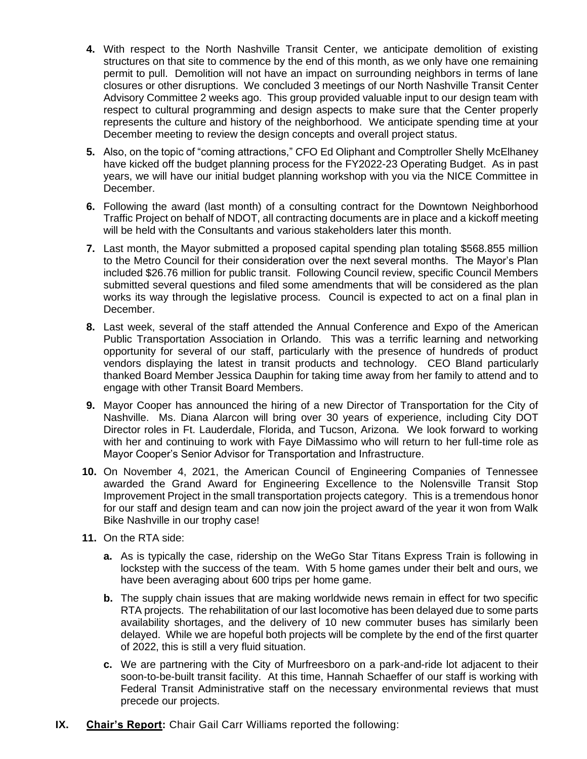4. With respect to the North Nashville Transit Center, we anticipate demolition of existing structures on that site to commence by the end of this month, as we only have one remaining permit to pull. Demolition will not have an impact on surrounding neighbors in terms of lane closures or other disruptions. We concluded 3 meetings of our North Nashville Transit Center Advisory Committee 2 weeks ago. This group provided valuable input to our design team with respect to cultural programming and design aspects to make sure that the Center properly represents the culture and history of the neighborhood. We anticipate spending time at your December meeting to review the design concepts and overall project status.

5. Also, on the topic of "coming attractions," CFO Ed Oliphant and Comptroller Shelly McElhaney have kicked off the budget planning process for the FY2022-23 Operating Budget. As in past years, we will have our initial budget planning workshop with you via the NICE Committee in December.

6. Following the award (last month) of a consulting contract for the Downtown Neighborhood Traffic Project on behalf of NDOT, all contracting documents are in place and a kickoff meeting will be held with the Consultants and various stakeholders later this month.

7. Last month, the Mayor submitted a proposed capital spending plan totaling $568.855 million to the Metro Council for their consideration over the next several months. The Mayor's Plan included $26.76 million for public transit. Following Council review, specific Council Members submitted several questions and filed some amendments that will be considered as the plan works its way through the legislative process. Council is expected to act on a final plan in December.

8. Last week, several of the staff attended the Annual Conference and Expo of the American Public Transportation Association in Orlando. This was a terrific learning and networking opportunity for several of our staff, particularly with the presence of hundreds of product vendors displaying the latest in transit products and technology. CEO Bland particularly thanked Board Member Jessica Dauphin for taking time away from her family to attend and to engage with other Transit Board Members.

9. Mayor Cooper has announced the hiring of a new Director of Transportation for the City of Nashville. Ms. Diana Alarcon will bring over 30 years of experience, including City DOT Director roles in Ft. Lauderdale, Florida, and Tucson, Arizona. We look forward to working with her and continuing to work with Faye DiMassimo who will return to her full-time role as Mayor Cooper's Senior Advisor for Transportation and Infrastructure.

10. On November 4, 2021, the American Council of Engineering Companies of Tennessee awarded the Grand Award for Engineering Excellence to the Nolensville Transit Stop Improvement Project in the small transportation projects category. This is a tremendous honor for our staff and design team and can now join the project award of the year it won from Walk Bike Nashville in our trophy case!

11. On the RTA side:

    a. As is typically the case, ridership on the WeGo Star Titans Express Train is following in lockstep with the success of the team. With 5 home games under their belt and ours, we have been averaging about 600 trips per home game.

    b. The supply chain issues that are making worldwide news remain in effect for two specific RTA projects. The rehabilitation of our last locomotive has been delayed due to some parts availability shortages, and the delivery of 10 new commuter buses has similarly been delayed. While we are hopeful both projects will be complete by the end of the first quarter of 2022, this is still a very fluid situation.

    c. We are partnering with the City of Murfreesboro on a park-and-ride lot adjacent to their soon-to-be-built transit facility. At this time, Hannah Schaeffer of our staff is working with Federal Transit Administrative staff on the necessary environmental reviews that must precede our projects.

**IX. Chair's Report:** Chair Gail Carr Williams reported the following: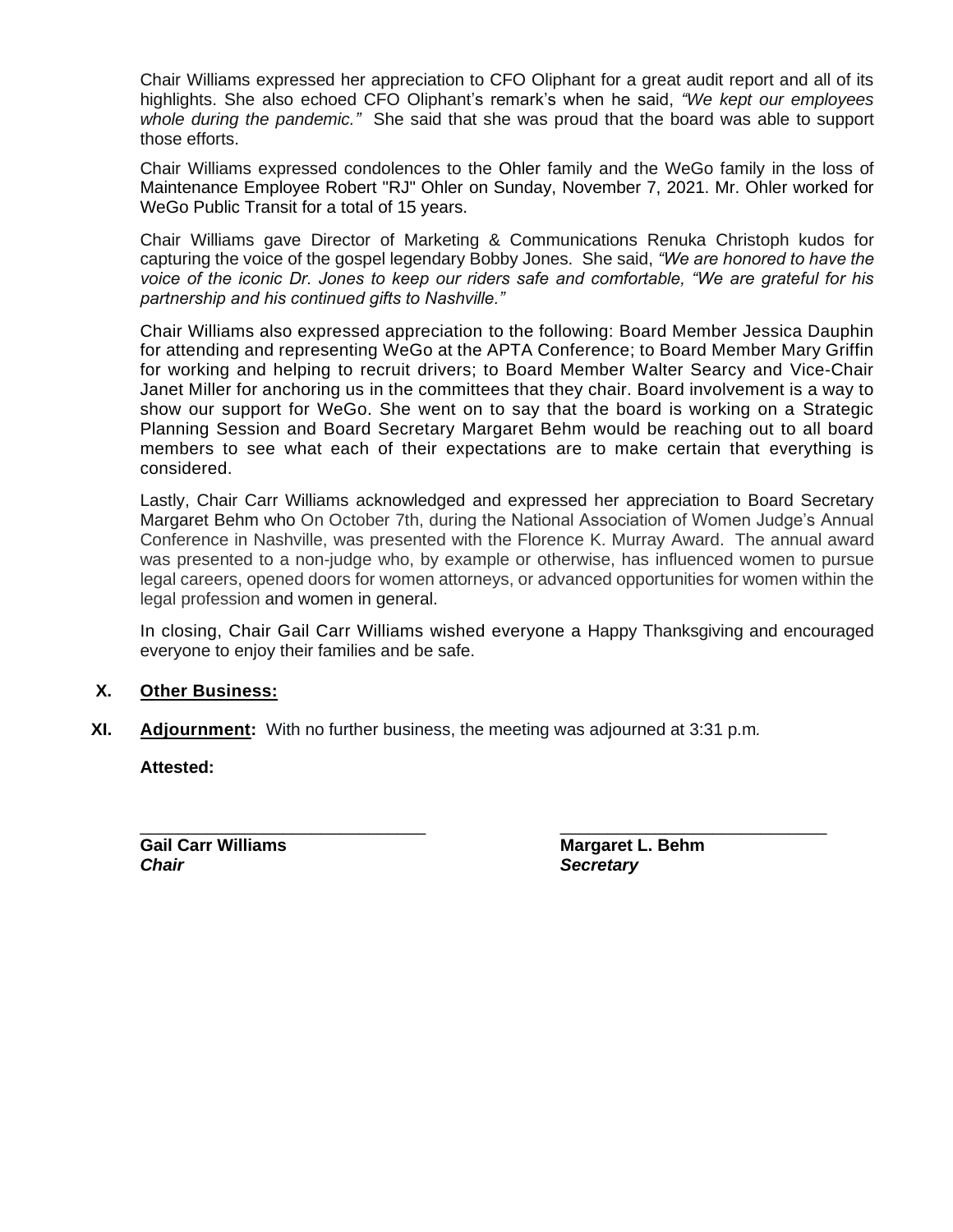Chair Williams expressed her appreciation to CFO Oliphant for a great audit report and all of its highlights. She also echoed CFO Oliphant's remark's when he said, *"We kept our employees whole during the pandemic."* She said that she was proud that the board was able to support those efforts.

Chair Williams expressed condolences to the Ohler family and the WeGo family in the loss of Maintenance Employee Robert "RJ" Ohler on Sunday, November 7, 2021. Mr. Ohler worked for WeGo Public Transit for a total of 15 years.

Chair Williams gave Director of Marketing & Communications Renuka Christoph kudos for capturing the voice of the gospel legendary Bobby Jones. She said, *"We are honored to have the voice of the iconic Dr. Jones to keep our riders safe and comfortable, "We are grateful for his partnership and his continued gifts to Nashville."*

Chair Williams also expressed appreciation to the following: Board Member Jessica Dauphin for attending and representing WeGo at the APTA Conference; to Board Member Mary Griffin for working and helping to recruit drivers; to Board Member Walter Searcy and Vice-Chair Janet Miller for anchoring us in the committees that they chair. Board involvement is a way to show our support for WeGo. She went on to say that the board is working on a Strategic Planning Session and Board Secretary Margaret Behm would be reaching out to all board members to see what each of their expectations are to make certain that everything is considered.

Lastly, Chair Carr Williams acknowledged and expressed her appreciation to Board Secretary Margaret Behm who On October 7th, during the National Association of Women Judge's Annual Conference in Nashville, was presented with the Florence K. Murray Award. The annual award was presented to a non-judge who, by example or otherwise, has influenced women to pursue legal careers, opened doors for women attorneys, or advanced opportunities for women within the legal profession and women in general.

In closing, Chair Gail Carr Williams wished everyone a Happy Thanksgiving and encouraged everyone to enjoy their families and be safe.

**X. Other Business:**

**XI. Adjournment:** With no further business, the meeting was adjourned at 3:31 p.m.

**Attested:**

\_\_\_\_\_\_\_\_\_\_\_\_\_\_\_\_\_\_\_\_\_\_\_\_\_\_\_\_\_\_
**Gail Carr Williams**
***Chair***

\_\_\_\_\_\_\_\_\_\_\_\_\_\_\_\_\_\_\_\_\_\_\_\_\_\_\_\_\_\_
**Margaret L. Behm**
***Secretary***